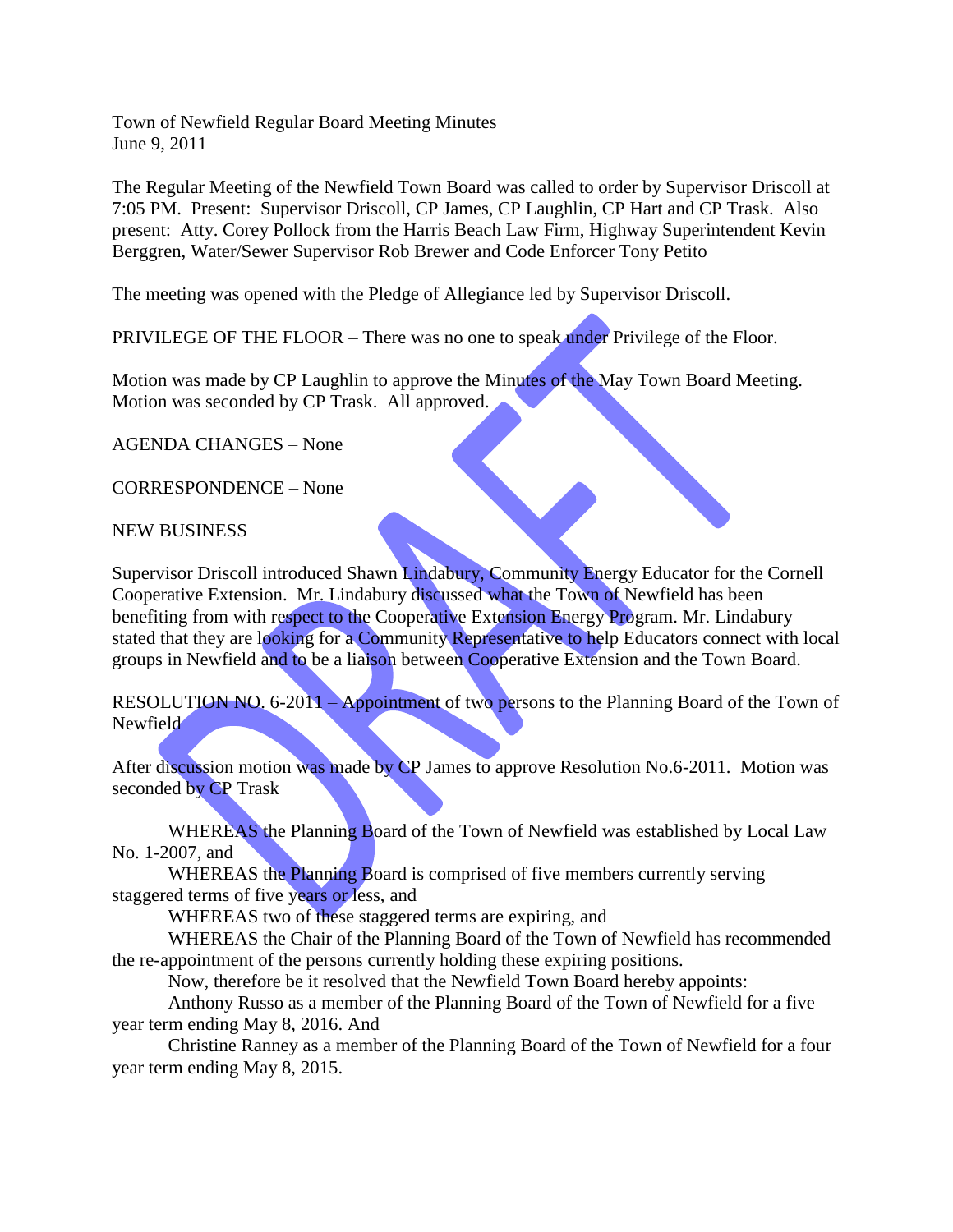Town of Newfield Regular Board Meeting Minutes
June 9, 2011

The Regular Meeting of the Newfield Town Board was called to order by Supervisor Driscoll at 7:05 PM. Present: Supervisor Driscoll, CP James, CP Laughlin, CP Hart and CP Trask. Also present: Atty. Corey Pollock from the Harris Beach Law Firm, Highway Superintendent Kevin Berggren, Water/Sewer Supervisor Rob Brewer and Code Enforcer Tony Petito

The meeting was opened with the Pledge of Allegiance led by Supervisor Driscoll.

PRIVILEGE OF THE FLOOR – There was no one to speak under Privilege of the Floor.

Motion was made by CP Laughlin to approve the Minutes of the May Town Board Meeting. Motion was seconded by CP Trask. All approved.

AGENDA CHANGES – None

CORRESPONDENCE – None

NEW BUSINESS

Supervisor Driscoll introduced Shawn Lindabury, Community Energy Educator for the Cornell Cooperative Extension. Mr. Lindabury discussed what the Town of Newfield has been benefiting from with respect to the Cooperative Extension Energy Program. Mr. Lindabury stated that they are looking for a Community Representative to help Educators connect with local groups in Newfield and to be a liaison between Cooperative Extension and the Town Board.

RESOLUTION NO. 6-2011 – Appointment of two persons to the Planning Board of the Town of Newfield

After discussion motion was made by CP James to approve Resolution No.6-2011. Motion was seconded by CP Trask

WHEREAS the Planning Board of the Town of Newfield was established by Local Law No. 1-2007, and

WHEREAS the Planning Board is comprised of five members currently serving staggered terms of five years or less, and

WHEREAS two of these staggered terms are expiring, and

WHEREAS the Chair of the Planning Board of the Town of Newfield has recommended the re-appointment of the persons currently holding these expiring positions.

Now, therefore be it resolved that the Newfield Town Board hereby appoints:

Anthony Russo as a member of the Planning Board of the Town of Newfield for a five year term ending May 8, 2016. And

Christine Ranney as a member of the Planning Board of the Town of Newfield for a four year term ending May 8, 2015.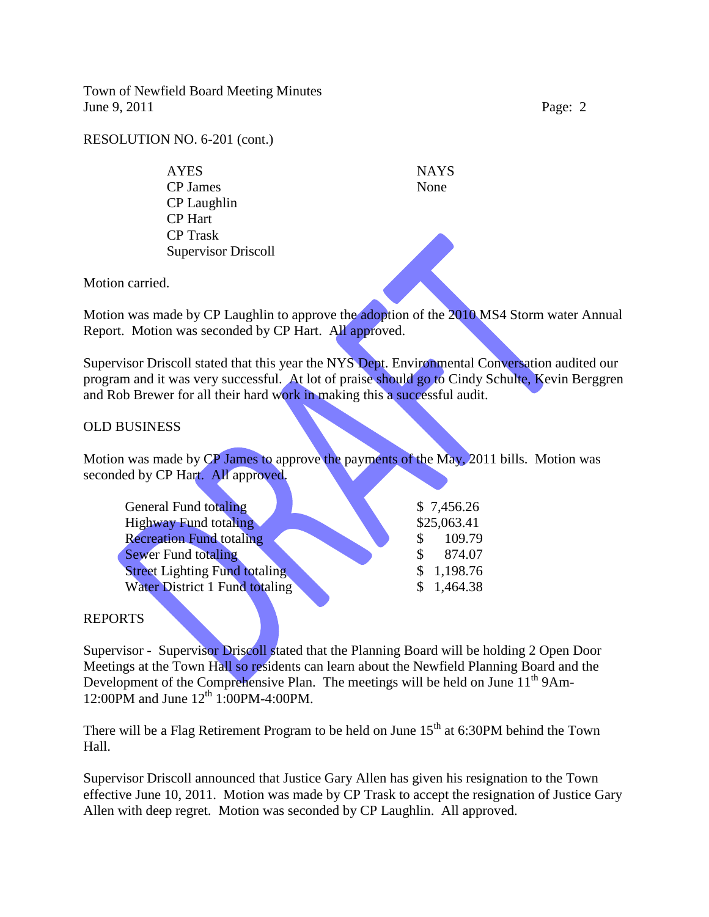RESOLUTION NO. 6-201 (cont.)

| AYES | NAYS |
|---|---|
| CP James | None |
| CP Laughlin | |
| CP Hart | |
| CP Trask | |
| Supervisor Driscoll | |

Motion carried.

Motion was made by CP Laughlin to approve the adoption of the 2010 MS4 Storm water Annual Report. Motion was seconded by CP Hart. All approved.

Supervisor Driscoll stated that this year the NYS Dept. Environmental Conversation audited our program and it was very successful. At lot of praise should go to Cindy Schulte, Kevin Berggren and Rob Brewer for all their hard work in making this a successful audit.

OLD BUSINESS

Motion was made by CP James to approve the payments of the May, 2011 bills. Motion was seconded by CP Hart. All approved.

| | |
|---|---|
| General Fund totaling | $ 7,456.26 |
| Highway Fund totaling | $25,063.41 |
| Recreation Fund totaling | $ 109.79 |
| Sewer Fund totaling | $ 874.07 |
| Street Lighting Fund totaling | $ 1,198.76 |
| Water District 1 Fund totaling | $ 1,464.38 |

REPORTS

Supervisor - Supervisor Driscoll stated that the Planning Board will be holding 2 Open Door Meetings at the Town Hall so residents can learn about the Newfield Planning Board and the Development of the Comprehensive Plan. The meetings will be held on June 11th 9Am-12:00PM and June 12th 1:00PM-4:00PM.

There will be a Flag Retirement Program to be held on June 15th at 6:30PM behind the Town Hall.

Supervisor Driscoll announced that Justice Gary Allen has given his resignation to the Town effective June 10, 2011. Motion was made by CP Trask to accept the resignation of Justice Gary Allen with deep regret. Motion was seconded by CP Laughlin. All approved.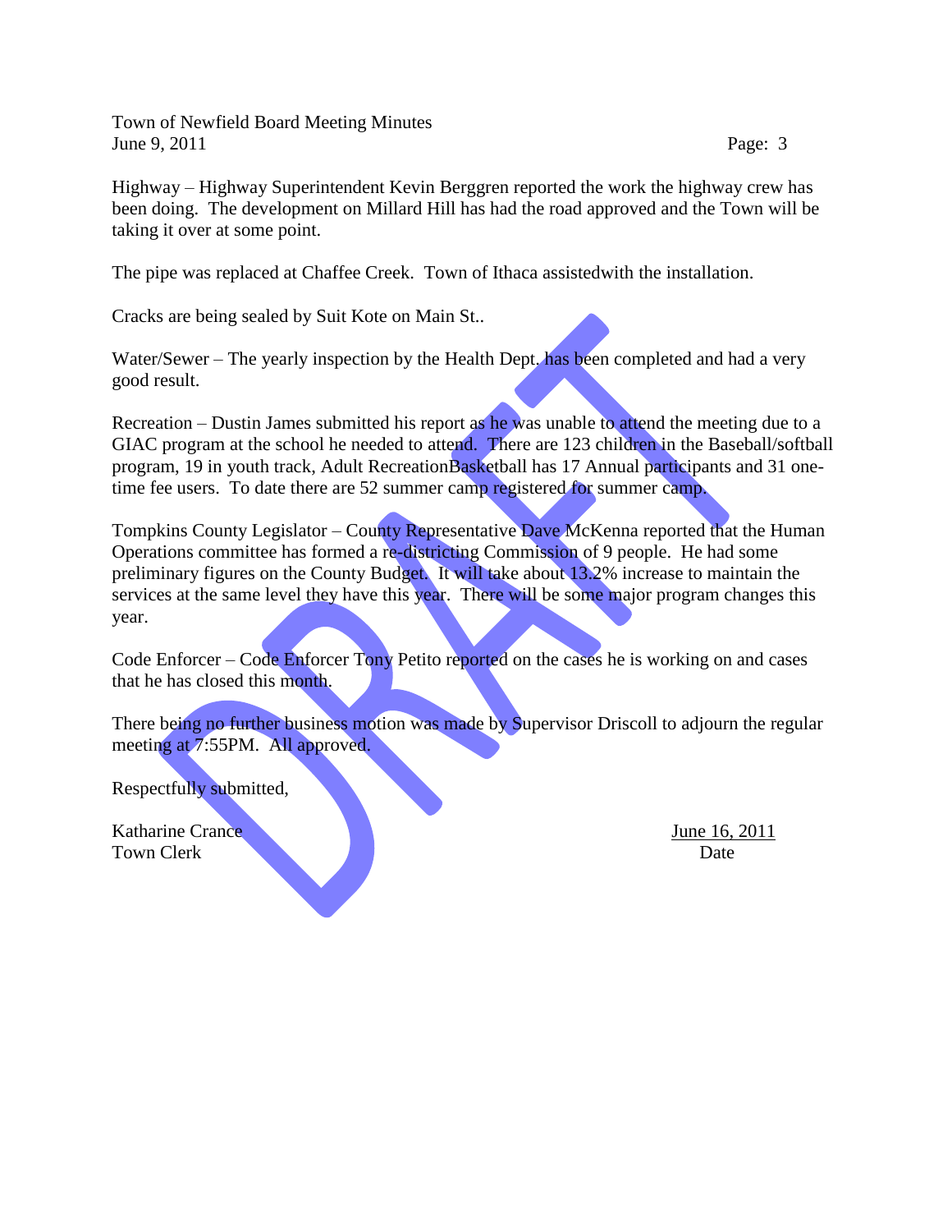Highway – Highway Superintendent Kevin Berggren reported the work the highway crew has been doing. The development on Millard Hill has had the road approved and the Town will be taking it over at some point.

The pipe was replaced at Chaffee Creek. Town of Ithaca assistedwith the installation.

Cracks are being sealed by Suit Kote on Main St..

Water/Sewer – The yearly inspection by the Health Dept. has been completed and had a very good result.

Recreation – Dustin James submitted his report as he was unable to attend the meeting due to a GIAC program at the school he needed to attend. There are 123 children in the Baseball/softball program, 19 in youth track, Adult RecreationBasketball has 17 Annual participants and 31 one-time fee users. To date there are 52 summer camp registered for summer camp.

Tompkins County Legislator – County Representative Dave McKenna reported that the Human Operations committee has formed a re-districting Commission of 9 people. He had some preliminary figures on the County Budget. It will take about 13.2% increase to maintain the services at the same level they have this year. There will be some major program changes this year.

Code Enforcer – Code Enforcer Tony Petito reported on the cases he is working on and cases that he has closed this month.

There being no further business motion was made by Supervisor Driscoll to adjourn the regular meeting at 7:55PM. All approved.

Respectfully submitted,

Katharine Crance — June 16, 2011
Town Clerk — Date

DRAFT